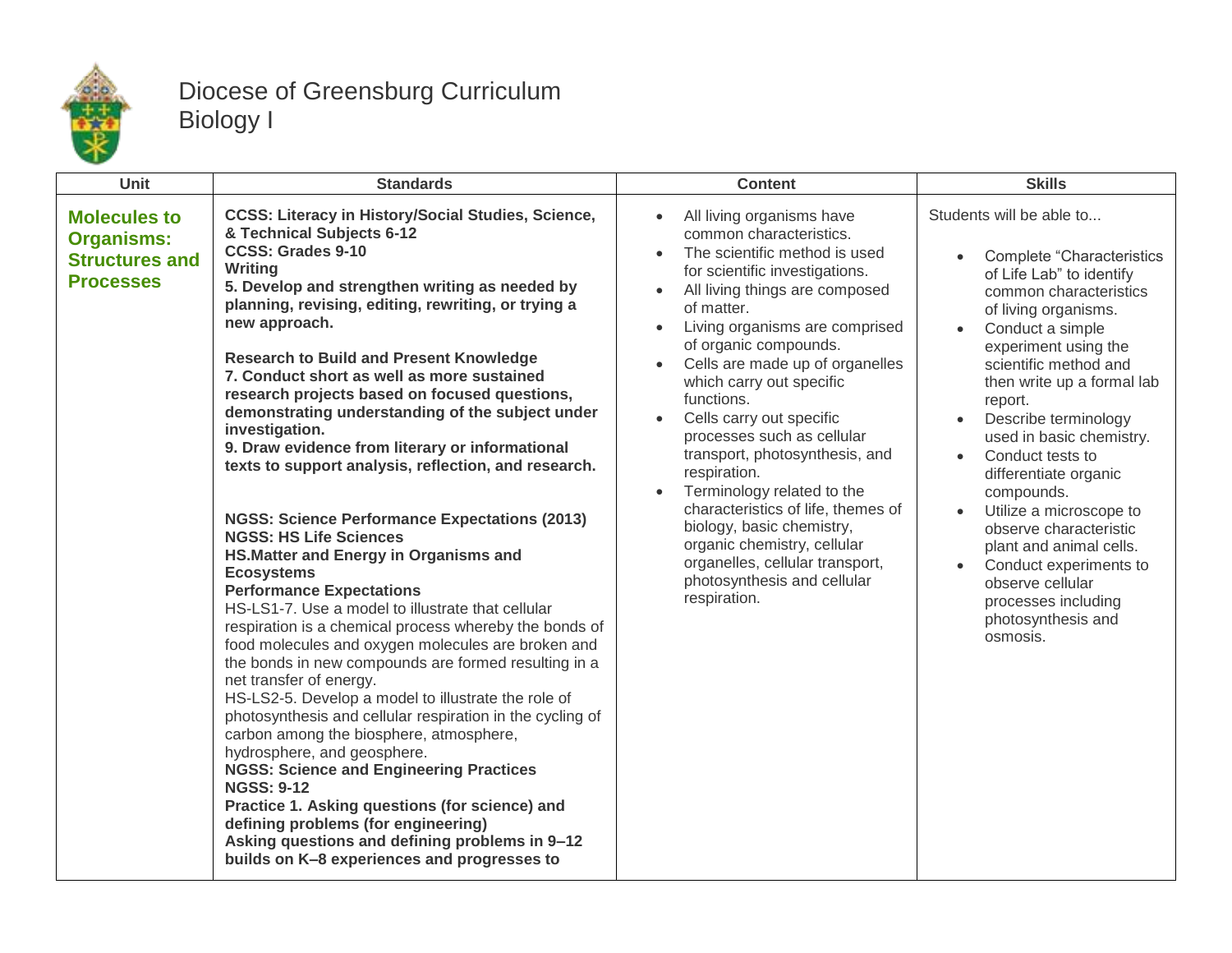# Diocese of Greensburg Curriculum
## Biology I

| Unit | Standards | Content | Skills |
|---|---|---|---|
| **Molecules to Organisms: Structures and Processes** | **CCSS: Literacy in History/Social Studies, Science, & Technical Subjects 6-12**<br>**CCSS: Grades 9-10**<br>**Writing**<br>**5. Develop and strengthen writing as needed by planning, revising, editing, rewriting, or trying a new approach.**<br><br>**Research to Build and Present Knowledge**<br>**7. Conduct short as well as more sustained research projects based on focused questions, demonstrating understanding of the subject under investigation.**<br>**9. Draw evidence from literary or informational texts to support analysis, reflection, and research.**<br><br>**NGSS: Science Performance Expectations (2013)**<br>**NGSS: HS Life Sciences**<br>**HS.Matter and Energy in Organisms and Ecosystems**<br>**Performance Expectations**<br>HS-LS1-7. Use a model to illustrate that cellular respiration is a chemical process whereby the bonds of food molecules and oxygen molecules are broken and the bonds in new compounds are formed resulting in a net transfer of energy.<br>HS-LS2-5. Develop a model to illustrate the role of photosynthesis and cellular respiration in the cycling of carbon among the biosphere, atmosphere, hydrosphere, and geosphere.<br>**NGSS: Science and Engineering Practices**<br>**NGSS: 9-12**<br>**Practice 1. Asking questions (for science) and defining problems (for engineering)**<br>**Asking questions and defining problems in 9–12 builds on K–8 experiences and progresses to** | • All living organisms have common characteristics.<br>• The scientific method is used for scientific investigations.<br>• All living things are composed of matter.<br>• Living organisms are comprised of organic compounds.<br>• Cells are made up of organelles which carry out specific functions.<br>• Cells carry out specific processes such as cellular transport, photosynthesis, and respiration.<br>• Terminology related to the characteristics of life, themes of biology, basic chemistry, organic chemistry, cellular organelles, cellular transport, photosynthesis and cellular respiration. | Students will be able to...<br><br>• Complete "Characteristics of Life Lab" to identify common characteristics of living organisms.<br>• Conduct a simple experiment using the scientific method and then write up a formal lab report.<br>• Describe terminology used in basic chemistry.<br>• Conduct tests to differentiate organic compounds.<br>• Utilize a microscope to observe characteristic plant and animal cells.<br>• Conduct experiments to observe cellular processes including photosynthesis and osmosis. |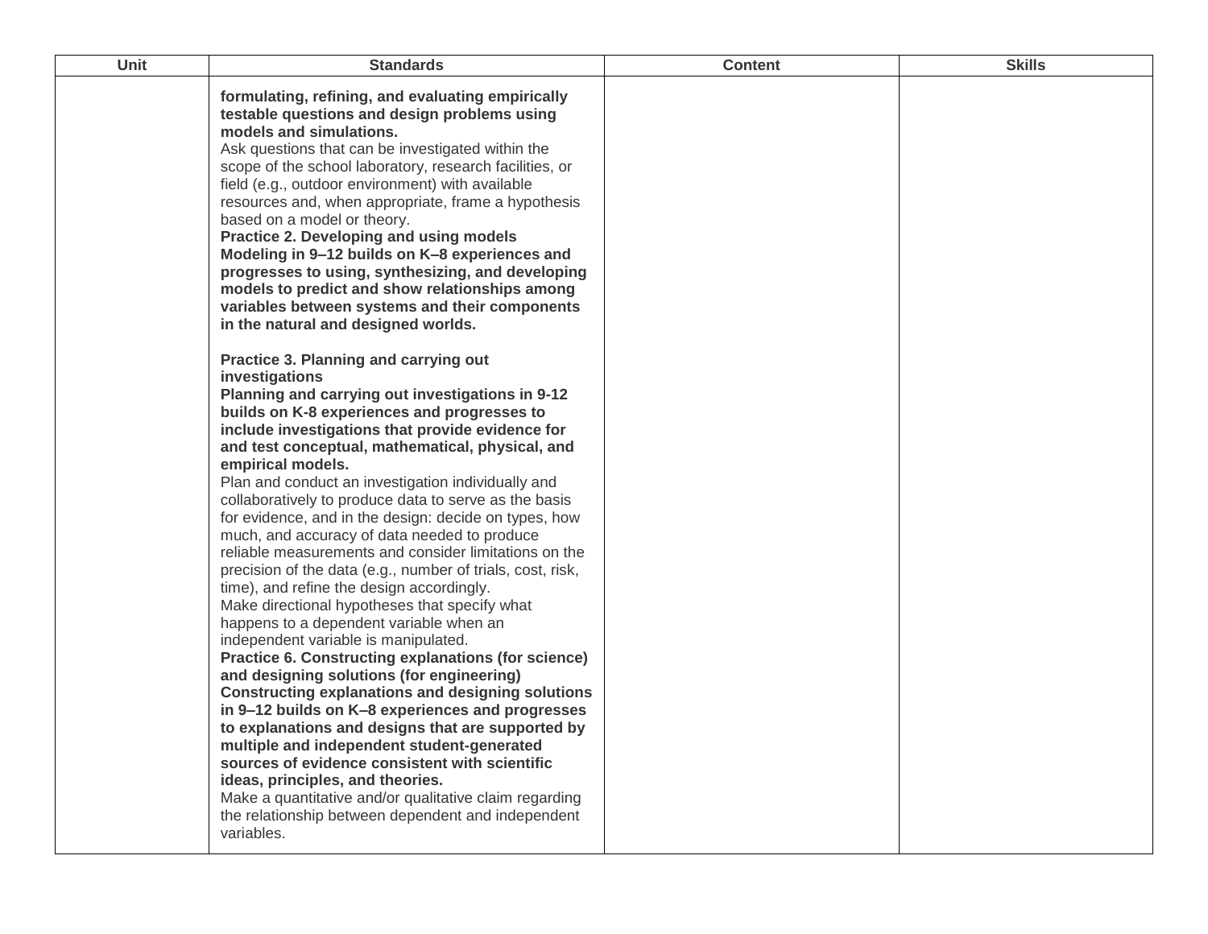| Unit | Standards | Content | Skills |
|---|---|---|---|
| | **formulating, refining, and evaluating empirically testable questions and design problems using models and simulations.**<br>Ask questions that can be investigated within the scope of the school laboratory, research facilities, or field (e.g., outdoor environment) with available resources and, when appropriate, frame a hypothesis based on a model or theory.<br>**Practice 2. Developing and using models**<br>**Modeling in 9–12 builds on K–8 experiences and progresses to using, synthesizing, and developing models to predict and show relationships among variables between systems and their components in the natural and designed worlds.**<br><br>**Practice 3. Planning and carrying out investigations**<br>**Planning and carrying out investigations in 9-12 builds on K-8 experiences and progresses to include investigations that provide evidence for and test conceptual, mathematical, physical, and empirical models.**<br>Plan and conduct an investigation individually and collaboratively to produce data to serve as the basis for evidence, and in the design: decide on types, how much, and accuracy of data needed to produce reliable measurements and consider limitations on the precision of the data (e.g., number of trials, cost, risk, time), and refine the design accordingly.<br>Make directional hypotheses that specify what happens to a dependent variable when an independent variable is manipulated.<br>**Practice 6. Constructing explanations (for science) and designing solutions (for engineering)**<br>**Constructing explanations and designing solutions in 9–12 builds on K–8 experiences and progresses to explanations and designs that are supported by multiple and independent student-generated sources of evidence consistent with scientific ideas, principles, and theories.**<br>Make a quantitative and/or qualitative claim regarding the relationship between dependent and independent variables. | | |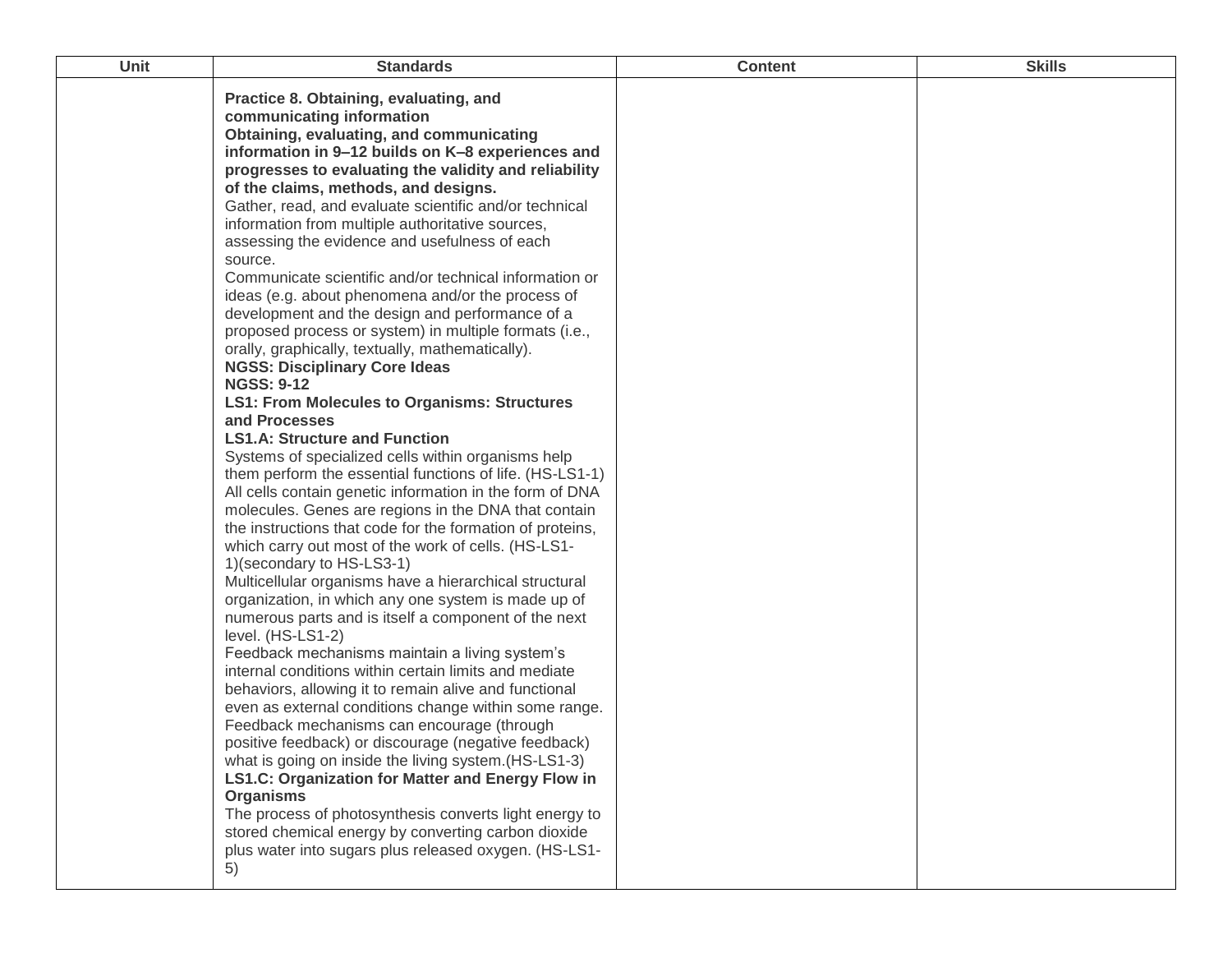| Unit | Standards | Content | Skills |
|---|---|---|---|
| | **Practice 8. Obtaining, evaluating, and communicating information**<br>**Obtaining, evaluating, and communicating information in 9–12 builds on K–8 experiences and progresses to evaluating the validity and reliability of the claims, methods, and designs.**<br>Gather, read, and evaluate scientific and/or technical information from multiple authoritative sources, assessing the evidence and usefulness of each source.<br>Communicate scientific and/or technical information or ideas (e.g. about phenomena and/or the process of development and the design and performance of a proposed process or system) in multiple formats (i.e., orally, graphically, textually, mathematically).<br>**NGSS: Disciplinary Core Ideas**<br>**NGSS: 9-12**<br>**LS1: From Molecules to Organisms: Structures and Processes**<br>**LS1.A: Structure and Function**<br>Systems of specialized cells within organisms help them perform the essential functions of life. (HS-LS1-1)<br>All cells contain genetic information in the form of DNA molecules. Genes are regions in the DNA that contain the instructions that code for the formation of proteins, which carry out most of the work of cells. (HS-LS1-1)(secondary to HS-LS3-1)<br>Multicellular organisms have a hierarchical structural organization, in which any one system is made up of numerous parts and is itself a component of the next level. (HS-LS1-2)<br>Feedback mechanisms maintain a living system's internal conditions within certain limits and mediate behaviors, allowing it to remain alive and functional even as external conditions change within some range. Feedback mechanisms can encourage (through positive feedback) or discourage (negative feedback) what is going on inside the living system.(HS-LS1-3)<br>**LS1.C: Organization for Matter and Energy Flow in Organisms**<br>The process of photosynthesis converts light energy to stored chemical energy by converting carbon dioxide plus water into sugars plus released oxygen. (HS-LS1-5) | | |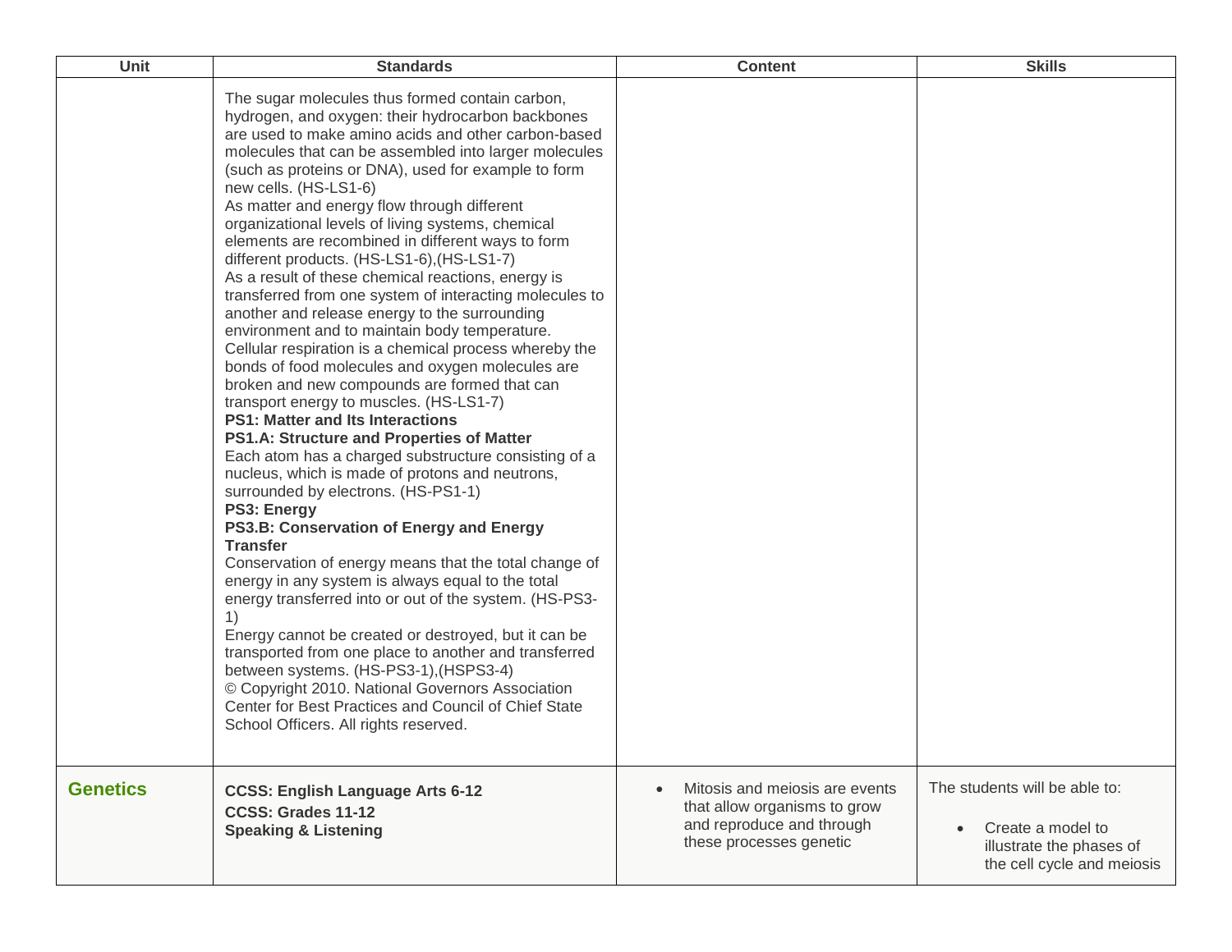| Unit | Standards | Content | Skills |
|---|---|---|---|
| | The sugar molecules thus formed contain carbon, hydrogen, and oxygen: their hydrocarbon backbones are used to make amino acids and other carbon-based molecules that can be assembled into larger molecules (such as proteins or DNA), used for example to form new cells. (HS-LS1-6)<br>As matter and energy flow through different organizational levels of living systems, chemical elements are recombined in different ways to form different products. (HS-LS1-6),(HS-LS1-7)<br>As a result of these chemical reactions, energy is transferred from one system of interacting molecules to another and release energy to the surrounding environment and to maintain body temperature. Cellular respiration is a chemical process whereby the bonds of food molecules and oxygen molecules are broken and new compounds are formed that can transport energy to muscles. (HS-LS1-7)<br>**PS1: Matter and Its Interactions**<br>**PS1.A: Structure and Properties of Matter**<br>Each atom has a charged substructure consisting of a nucleus, which is made of protons and neutrons, surrounded by electrons. (HS-PS1-1)<br>**PS3: Energy**<br>**PS3.B: Conservation of Energy and Energy Transfer**<br>Conservation of energy means that the total change of energy in any system is always equal to the total energy transferred into or out of the system. (HS-PS3-1)<br>Energy cannot be created or destroyed, but it can be transported from one place to another and transferred between systems. (HS-PS3-1),(HSPS3-4)<br>© Copyright 2010. National Governors Association Center for Best Practices and Council of Chief State School Officers. All rights reserved. | | |
| **Genetics** | **CCSS: English Language Arts 6-12**<br>**CCSS: Grades 11-12**<br>**Speaking & Listening** | • Mitosis and meiosis are events that allow organisms to grow and reproduce and through these processes genetic | The students will be able to:<br>• Create a model to illustrate the phases of the cell cycle and meiosis |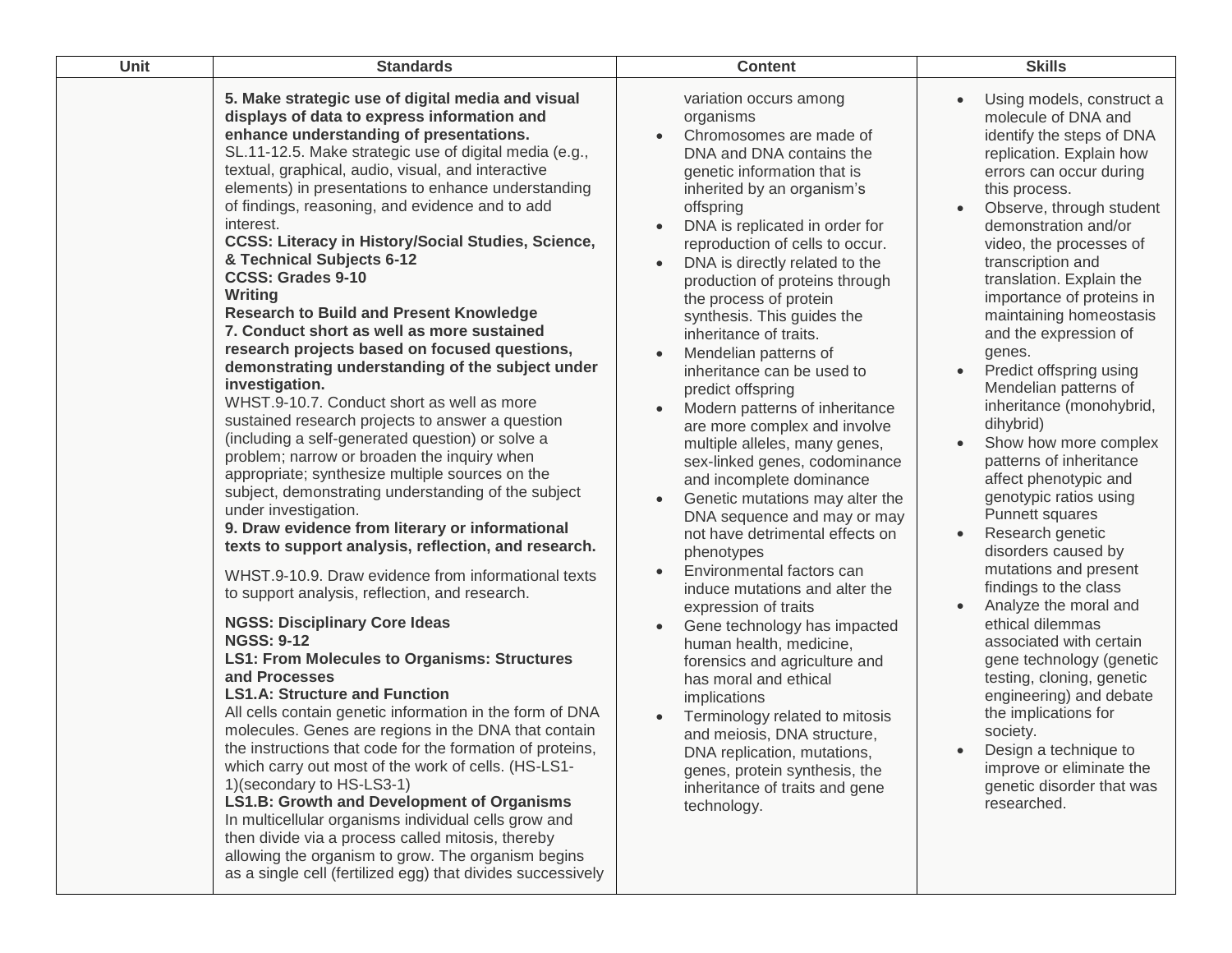| Unit | Standards | Content | Skills |
|---|---|---|---|
| | **5. Make strategic use of digital media and visual displays of data to express information and enhance understanding of presentations.**<br>SL.11-12.5. Make strategic use of digital media (e.g., textual, graphical, audio, visual, and interactive elements) in presentations to enhance understanding of findings, reasoning, and evidence and to add interest.<br>**CCSS: Literacy in History/Social Studies, Science, & Technical Subjects 6-12**<br>**CCSS: Grades 9-10**<br>**Writing**<br>**Research to Build and Present Knowledge**<br>**7. Conduct short as well as more sustained research projects based on focused questions, demonstrating understanding of the subject under investigation.**<br>WHST.9-10.7. Conduct short as well as more sustained research projects to answer a question (including a self-generated question) or solve a problem; narrow or broaden the inquiry when appropriate; synthesize multiple sources on the subject, demonstrating understanding of the subject under investigation.<br>**9. Draw evidence from literary or informational texts to support analysis, reflection, and research.**<br>WHST.9-10.9. Draw evidence from informational texts to support analysis, reflection, and research.<br>**NGSS: Disciplinary Core Ideas**<br>**NGSS: 9-12**<br>**LS1: From Molecules to Organisms: Structures and Processes**<br>**LS1.A: Structure and Function**<br>All cells contain genetic information in the form of DNA molecules. Genes are regions in the DNA that contain the instructions that code for the formation of proteins, which carry out most of the work of cells. (HS-LS1-1)(secondary to HS-LS3-1)<br>**LS1.B: Growth and Development of Organisms**<br>In multicellular organisms individual cells grow and then divide via a process called mitosis, thereby allowing the organism to grow. The organism begins as a single cell (fertilized egg) that divides successively | variation occurs among organisms<br>• Chromosomes are made of DNA and DNA contains the genetic information that is inherited by an organism's offspring<br>• DNA is replicated in order for reproduction of cells to occur.<br>• DNA is directly related to the production of proteins through the process of protein synthesis. This guides the inheritance of traits.<br>• Mendelian patterns of inheritance can be used to predict offspring<br>• Modern patterns of inheritance are more complex and involve multiple alleles, many genes, sex-linked genes, codominance and incomplete dominance<br>• Genetic mutations may alter the DNA sequence and may or may not have detrimental effects on phenotypes<br>• Environmental factors can induce mutations and alter the expression of traits<br>• Gene technology has impacted human health, medicine, forensics and agriculture and has moral and ethical implications<br>• Terminology related to mitosis and meiosis, DNA structure, DNA replication, mutations, genes, protein synthesis, the inheritance of traits and gene technology. | • Using models, construct a molecule of DNA and identify the steps of DNA replication. Explain how errors can occur during this process.<br>• Observe, through student demonstration and/or video, the processes of transcription and translation. Explain the importance of proteins in maintaining homeostasis and the expression of genes.<br>• Predict offspring using Mendelian patterns of inheritance (monohybrid, dihybrid)<br>• Show how more complex patterns of inheritance affect phenotypic and genotypic ratios using Punnett squares<br>• Research genetic disorders caused by mutations and present findings to the class<br>• Analyze the moral and ethical dilemmas associated with certain gene technology (genetic testing, cloning, genetic engineering) and debate the implications for society.<br>• Design a technique to improve or eliminate the genetic disorder that was researched. |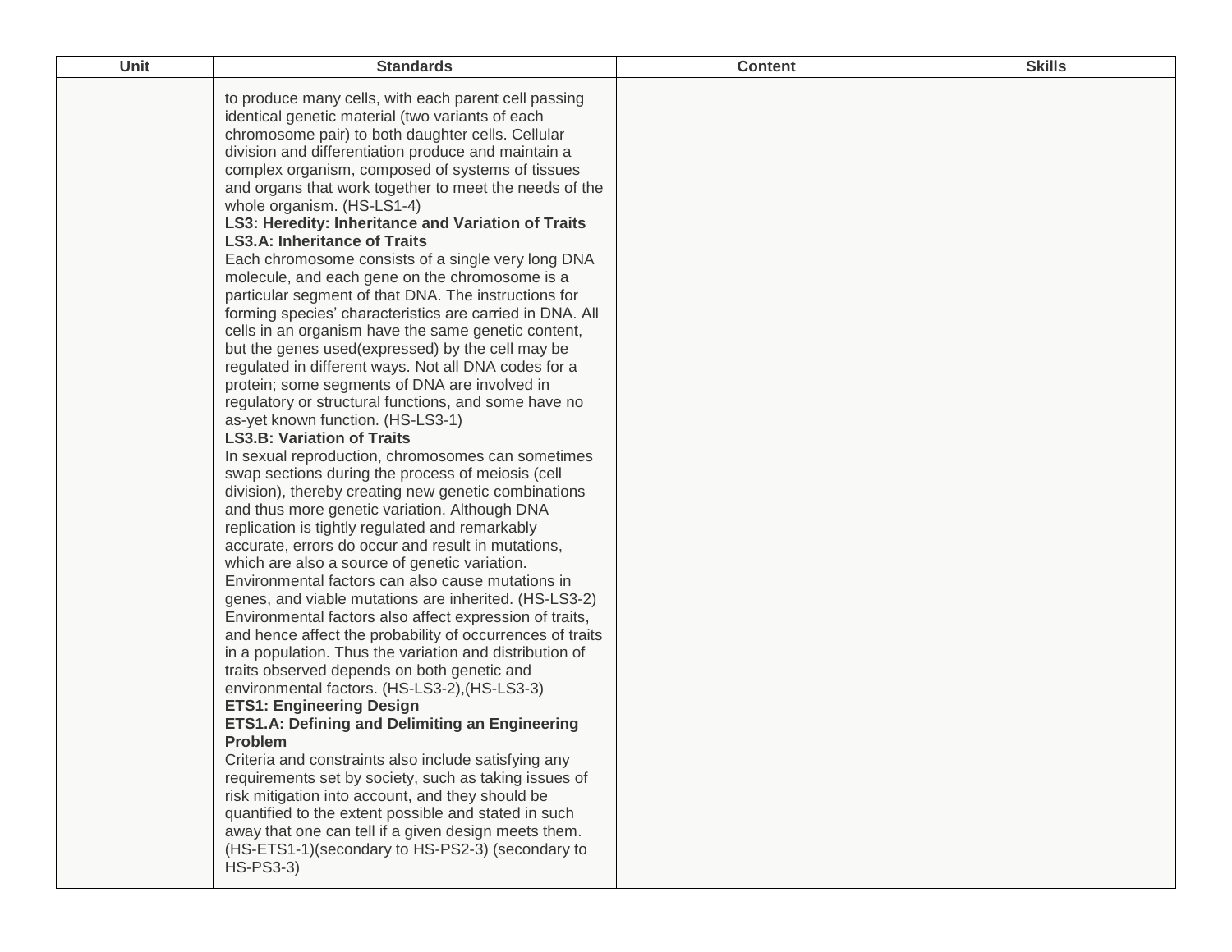| Unit | Standards | Content | Skills |
|---|---|---|---|
| | to produce many cells, with each parent cell passing identical genetic material (two variants of each chromosome pair) to both daughter cells. Cellular division and differentiation produce and maintain a complex organism, composed of systems of tissues and organs that work together to meet the needs of the whole organism. (HS-LS1-4)<br>**LS3: Heredity: Inheritance and Variation of Traits**<br>**LS3.A: Inheritance of Traits**<br>Each chromosome consists of a single very long DNA molecule, and each gene on the chromosome is a particular segment of that DNA. The instructions for forming species' characteristics are carried in DNA. All cells in an organism have the same genetic content, but the genes used(expressed) by the cell may be regulated in different ways. Not all DNA codes for a protein; some segments of DNA are involved in regulatory or structural functions, and some have no as-yet known function. (HS-LS3-1)<br>**LS3.B: Variation of Traits**<br>In sexual reproduction, chromosomes can sometimes swap sections during the process of meiosis (cell division), thereby creating new genetic combinations and thus more genetic variation. Although DNA replication is tightly regulated and remarkably accurate, errors do occur and result in mutations, which are also a source of genetic variation. Environmental factors can also cause mutations in genes, and viable mutations are inherited. (HS-LS3-2)<br>Environmental factors also affect expression of traits, and hence affect the probability of occurrences of traits in a population. Thus the variation and distribution of traits observed depends on both genetic and environmental factors. (HS-LS3-2),(HS-LS3-3)<br>**ETS1: Engineering Design**<br>**ETS1.A: Defining and Delimiting an Engineering Problem**<br>Criteria and constraints also include satisfying any requirements set by society, such as taking issues of risk mitigation into account, and they should be quantified to the extent possible and stated in such away that one can tell if a given design meets them. (HS-ETS1-1)(secondary to HS-PS2-3) (secondary to HS-PS3-3) | | |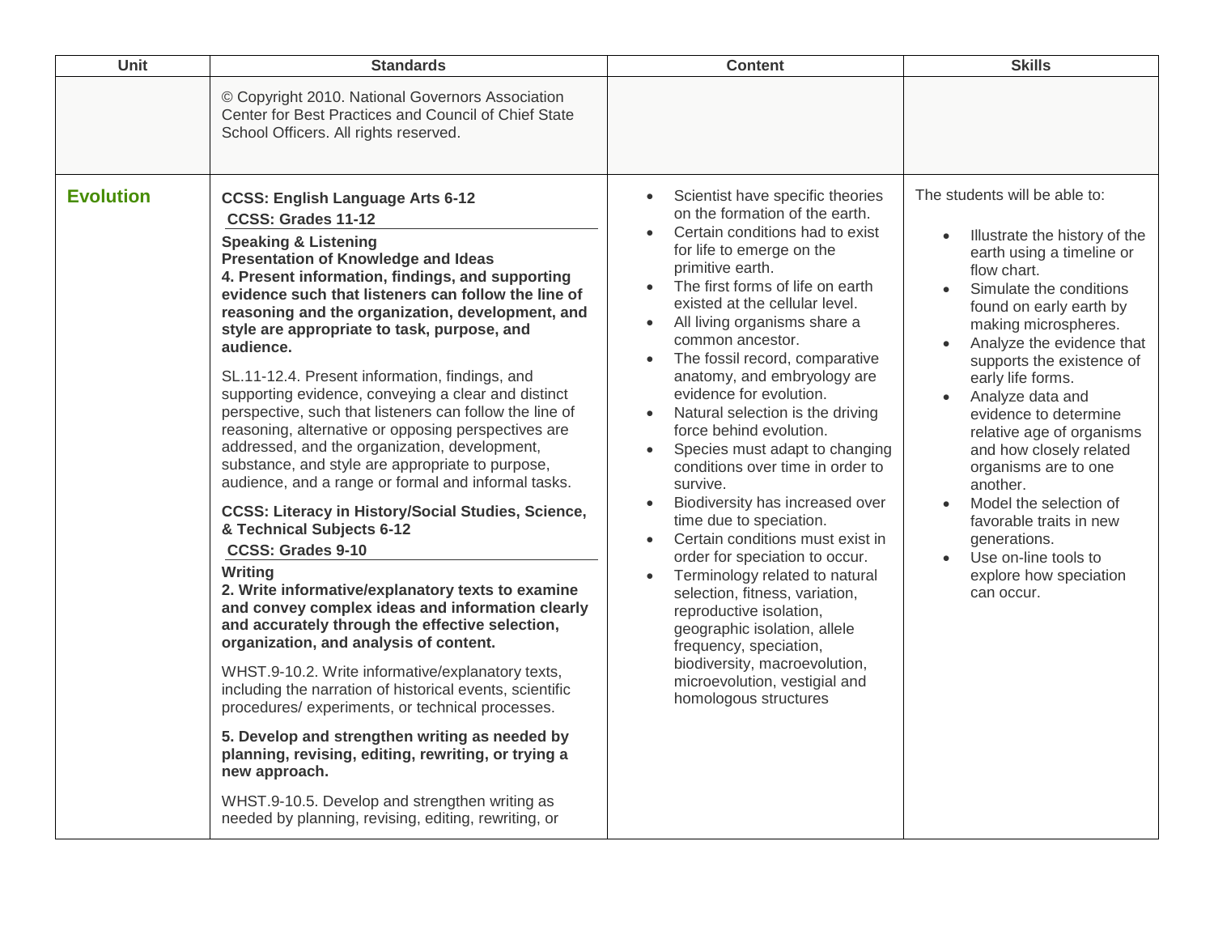| Unit | Standards | Content | Skills |
|---|---|---|---|
| | © Copyright 2010. National Governors Association Center for Best Practices and Council of Chief State School Officers. All rights reserved. | | |
| **Evolution** | **CCSS: English Language Arts 6-12**<br>**CCSS: Grades 11-12**<br>**Speaking & Listening**<br>**Presentation of Knowledge and Ideas**<br>**4. Present information, findings, and supporting evidence such that listeners can follow the line of reasoning and the organization, development, and style are appropriate to task, purpose, and audience.**<br><br>SL.11-12.4. Present information, findings, and supporting evidence, conveying a clear and distinct perspective, such that listeners can follow the line of reasoning, alternative or opposing perspectives are addressed, and the organization, development, substance, and style are appropriate to purpose, audience, and a range or formal and informal tasks.<br><br>**CCSS: Literacy in History/Social Studies, Science, & Technical Subjects 6-12**<br>**CCSS: Grades 9-10**<br>**Writing**<br>**2. Write informative/explanatory texts to examine and convey complex ideas and information clearly and accurately through the effective selection, organization, and analysis of content.**<br><br>WHST.9-10.2. Write informative/explanatory texts, including the narration of historical events, scientific procedures/ experiments, or technical processes.<br><br>**5. Develop and strengthen writing as needed by planning, revising, editing, rewriting, or trying a new approach.**<br><br>WHST.9-10.5. Develop and strengthen writing as needed by planning, revising, editing, rewriting, or | • Scientist have specific theories on the formation of the earth.<br>• Certain conditions had to exist for life to emerge on the primitive earth.<br>• The first forms of life on earth existed at the cellular level.<br>• All living organisms share a common ancestor.<br>• The fossil record, comparative anatomy, and embryology are evidence for evolution.<br>• Natural selection is the driving force behind evolution.<br>• Species must adapt to changing conditions over time in order to survive.<br>• Biodiversity has increased over time due to speciation.<br>• Certain conditions must exist in order for speciation to occur.<br>• Terminology related to natural selection, fitness, variation, reproductive isolation, geographic isolation, allele frequency, speciation, biodiversity, macroevolution, microevolution, vestigial and homologous structures | The students will be able to:<br><br>• Illustrate the history of the earth using a timeline or flow chart.<br>• Simulate the conditions found on early earth by making microspheres.<br>• Analyze the evidence that supports the existence of early life forms.<br>• Analyze data and evidence to determine relative age of organisms and how closely related organisms are to one another.<br>• Model the selection of favorable traits in new generations.<br>• Use on-line tools to explore how speciation can occur. |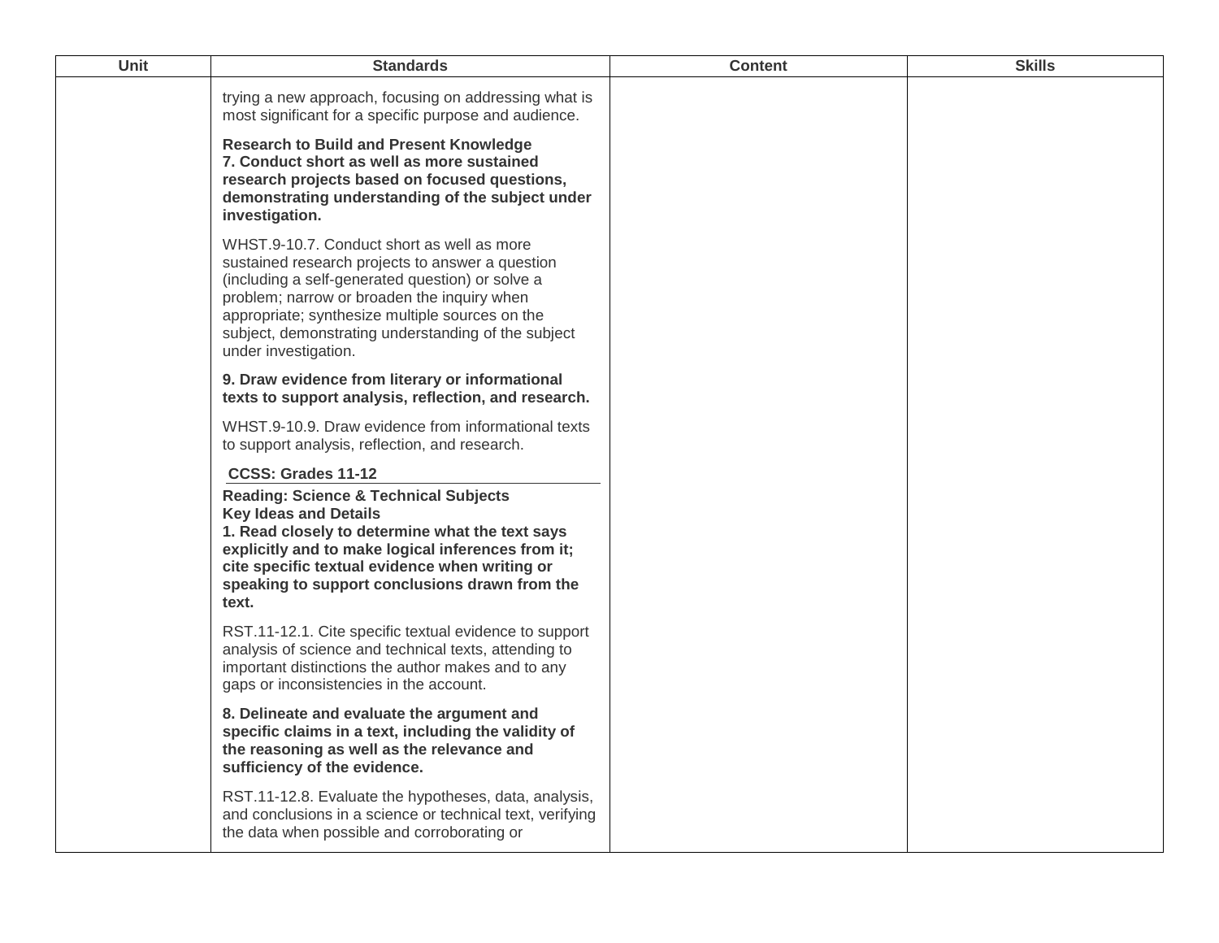| Unit | Standards | Content | Skills |
|---|---|---|---|
| | trying a new approach, focusing on addressing what is most significant for a specific purpose and audience.<br><br>**Research to Build and Present Knowledge**<br>**7. Conduct short as well as more sustained research projects based on focused questions, demonstrating understanding of the subject under investigation.**<br><br>WHST.9-10.7. Conduct short as well as more sustained research projects to answer a question (including a self-generated question) or solve a problem; narrow or broaden the inquiry when appropriate; synthesize multiple sources on the subject, demonstrating understanding of the subject under investigation.<br><br>**9. Draw evidence from literary or informational texts to support analysis, reflection, and research.**<br><br>WHST.9-10.9. Draw evidence from informational texts to support analysis, reflection, and research.<br><br>**CCSS: Grades 11-12**<br><br>**Reading: Science & Technical Subjects**<br>**Key Ideas and Details**<br>**1. Read closely to determine what the text says explicitly and to make logical inferences from it; cite specific textual evidence when writing or speaking to support conclusions drawn from the text.**<br><br>RST.11-12.1. Cite specific textual evidence to support analysis of science and technical texts, attending to important distinctions the author makes and to any gaps or inconsistencies in the account.<br><br>**8. Delineate and evaluate the argument and specific claims in a text, including the validity of the reasoning as well as the relevance and sufficiency of the evidence.**<br><br>RST.11-12.8. Evaluate the hypotheses, data, analysis, and conclusions in a science or technical text, verifying the data when possible and corroborating or | | |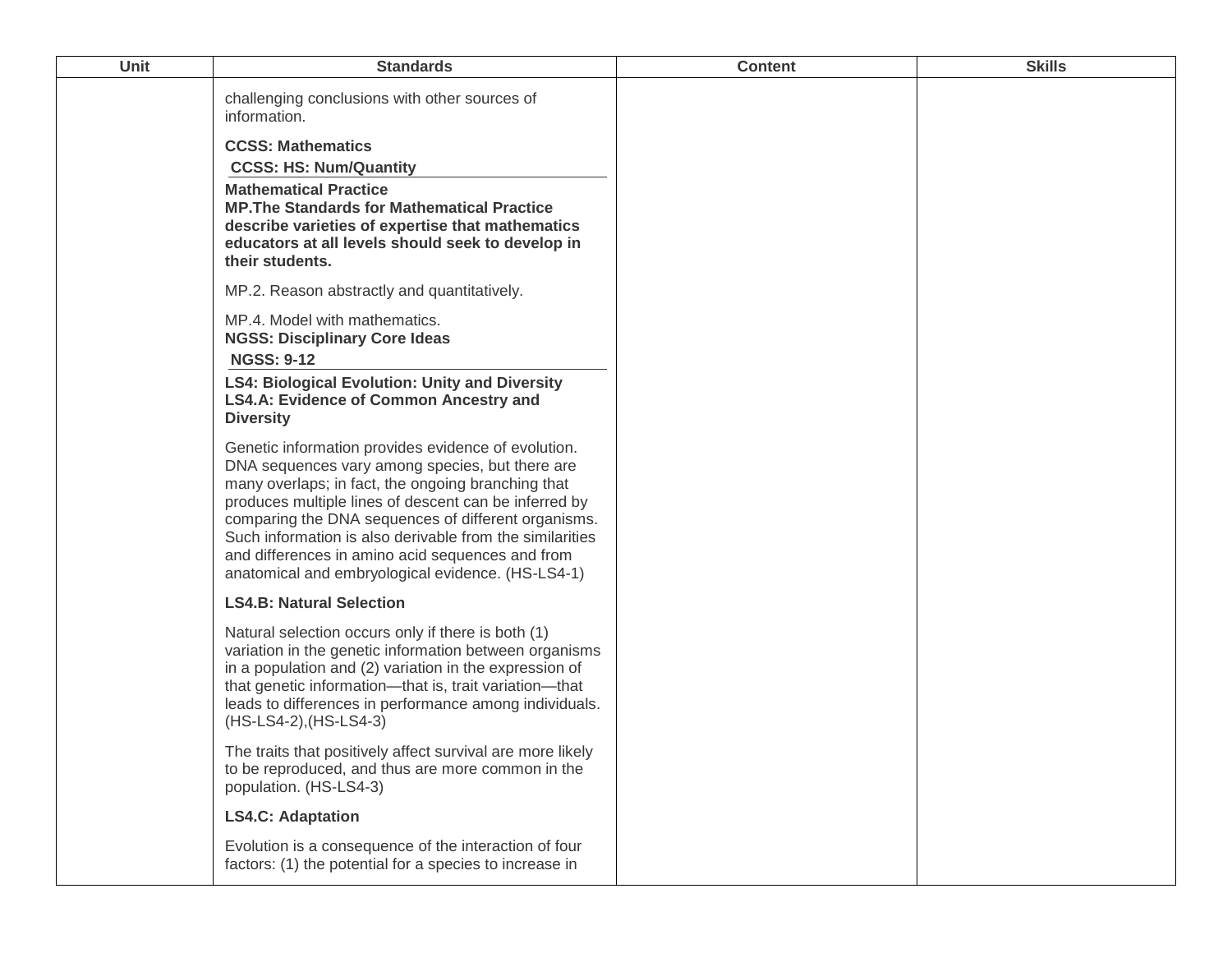| Unit | Standards | Content | Skills |
| --- | --- | --- | --- |
| | challenging conclusions with other sources of information.<br><br>**CCSS: Mathematics**<br>**CCSS: HS: Num/Quantity**<br>**Mathematical Practice**<br>**MP.The Standards for Mathematical Practice describe varieties of expertise that mathematics educators at all levels should seek to develop in their students.**<br><br>MP.2. Reason abstractly and quantitatively.<br><br>MP.4. Model with mathematics.<br>**NGSS: Disciplinary Core Ideas**<br>**NGSS: 9-12**<br>**LS4: Biological Evolution: Unity and Diversity**<br>**LS4.A: Evidence of Common Ancestry and Diversity**<br><br>Genetic information provides evidence of evolution. DNA sequences vary among species, but there are many overlaps; in fact, the ongoing branching that produces multiple lines of descent can be inferred by comparing the DNA sequences of different organisms. Such information is also derivable from the similarities and differences in amino acid sequences and from anatomical and embryological evidence. (HS-LS4-1)<br><br>**LS4.B: Natural Selection**<br><br>Natural selection occurs only if there is both (1) variation in the genetic information between organisms in a population and (2) variation in the expression of that genetic information—that is, trait variation—that leads to differences in performance among individuals. (HS-LS4-2),(HS-LS4-3)<br><br>The traits that positively affect survival are more likely to be reproduced, and thus are more common in the population. (HS-LS4-3)<br><br>**LS4.C: Adaptation**<br><br>Evolution is a consequence of the interaction of four factors: (1) the potential for a species to increase in | | |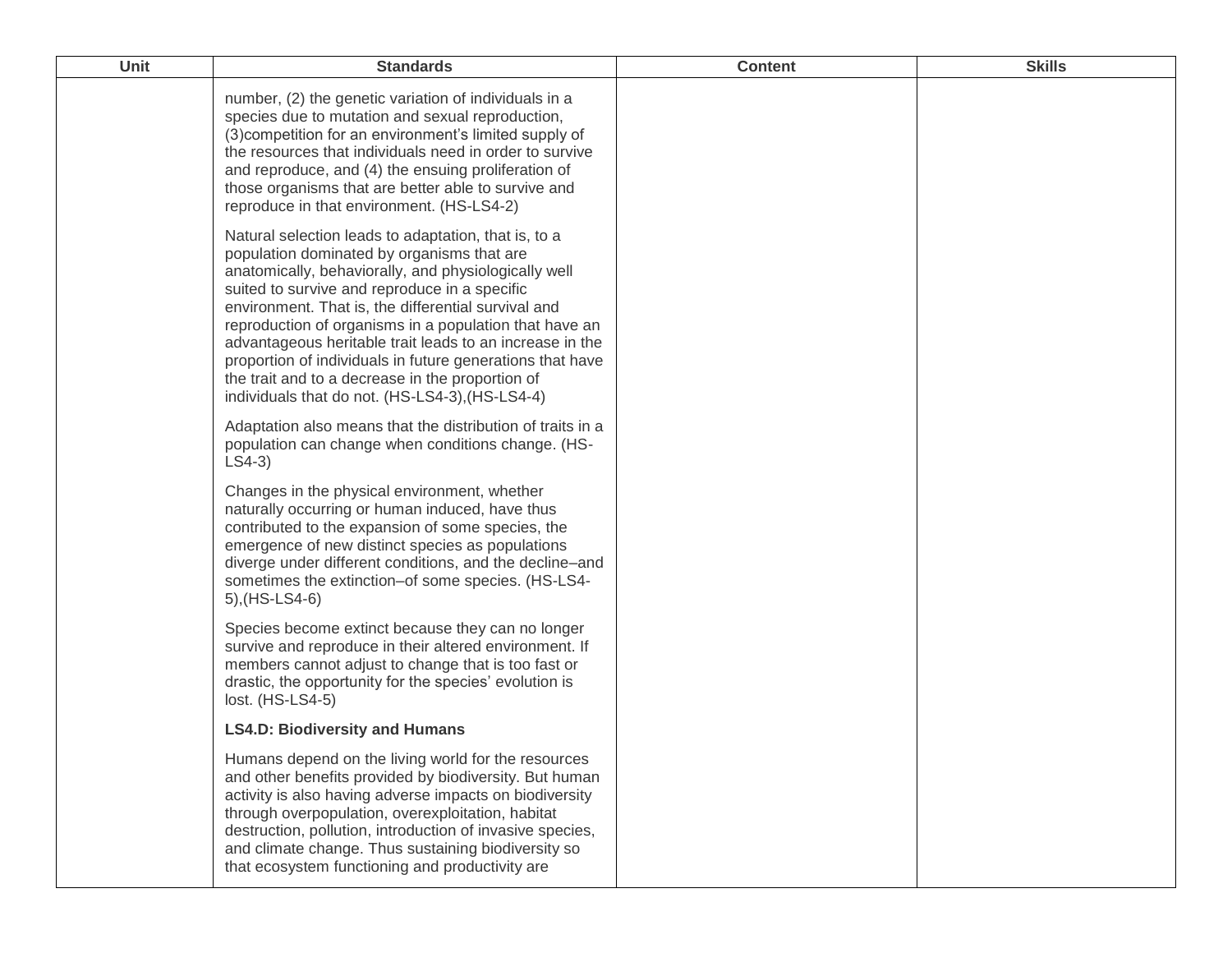| Unit | Standards | Content | Skills |
| --- | --- | --- | --- |
| | number, (2) the genetic variation of individuals in a species due to mutation and sexual reproduction, (3)competition for an environment's limited supply of the resources that individuals need in order to survive and reproduce, and (4) the ensuing proliferation of those organisms that are better able to survive and reproduce in that environment. (HS-LS4-2)<br><br>Natural selection leads to adaptation, that is, to a population dominated by organisms that are anatomically, behaviorally, and physiologically well suited to survive and reproduce in a specific environment. That is, the differential survival and reproduction of organisms in a population that have an advantageous heritable trait leads to an increase in the proportion of individuals in future generations that have the trait and to a decrease in the proportion of individuals that do not. (HS-LS4-3),(HS-LS4-4)<br><br>Adaptation also means that the distribution of traits in a population can change when conditions change. (HS-LS4-3)<br><br>Changes in the physical environment, whether naturally occurring or human induced, have thus contributed to the expansion of some species, the emergence of new distinct species as populations diverge under different conditions, and the decline–and sometimes the extinction–of some species. (HS-LS4-5),(HS-LS4-6)<br><br>Species become extinct because they can no longer survive and reproduce in their altered environment. If members cannot adjust to change that is too fast or drastic, the opportunity for the species' evolution is lost. (HS-LS4-5)<br><br>**LS4.D: Biodiversity and Humans**<br><br>Humans depend on the living world for the resources and other benefits provided by biodiversity. But human activity is also having adverse impacts on biodiversity through overpopulation, overexploitation, habitat destruction, pollution, introduction of invasive species, and climate change. Thus sustaining biodiversity so that ecosystem functioning and productivity are | | |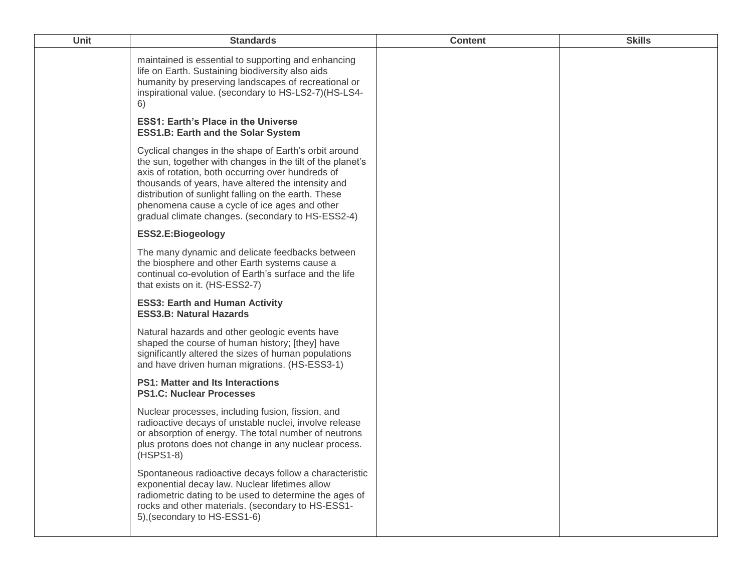| Unit | Standards | Content | Skills |
| --- | --- | --- | --- |
| | maintained is essential to supporting and enhancing life on Earth. Sustaining biodiversity also aids humanity by preserving landscapes of recreational or inspirational value. (secondary to HS-LS2-7)(HS-LS4-6)<br><br>**ESS1: Earth's Place in the Universe**<br>**ESS1.B: Earth and the Solar System**<br><br>Cyclical changes in the shape of Earth's orbit around the sun, together with changes in the tilt of the planet's axis of rotation, both occurring over hundreds of thousands of years, have altered the intensity and distribution of sunlight falling on the earth. These phenomena cause a cycle of ice ages and other gradual climate changes. (secondary to HS-ESS2-4)<br><br>**ESS2.E:Biogeology**<br><br>The many dynamic and delicate feedbacks between the biosphere and other Earth systems cause a continual co-evolution of Earth's surface and the life that exists on it. (HS-ESS2-7)<br><br>**ESS3: Earth and Human Activity**<br>**ESS3.B: Natural Hazards**<br><br>Natural hazards and other geologic events have shaped the course of human history; [they] have significantly altered the sizes of human populations and have driven human migrations. (HS-ESS3-1)<br><br>**PS1: Matter and Its Interactions**<br>**PS1.C: Nuclear Processes**<br><br>Nuclear processes, including fusion, fission, and radioactive decays of unstable nuclei, involve release or absorption of energy. The total number of neutrons plus protons does not change in any nuclear process. (HSPS1-8)<br><br>Spontaneous radioactive decays follow a characteristic exponential decay law. Nuclear lifetimes allow radiometric dating to be used to determine the ages of rocks and other materials. (secondary to HS-ESS1-5),(secondary to HS-ESS1-6) | | |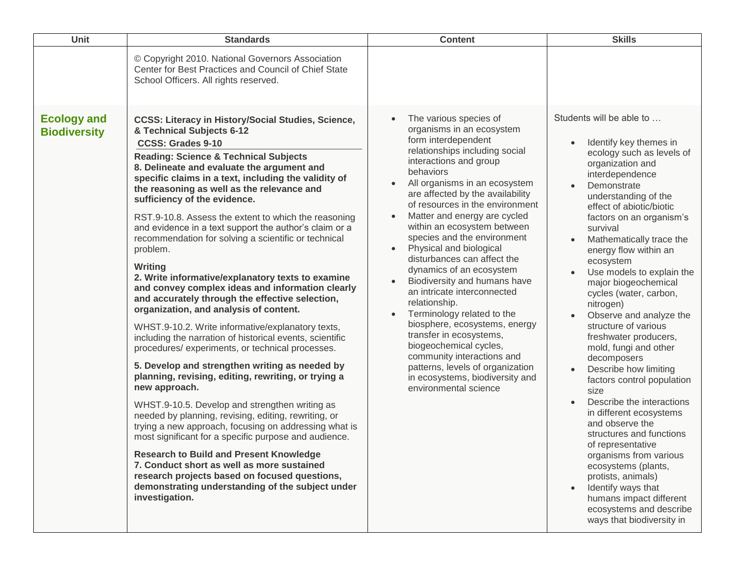| Unit | Standards | Content | Skills |
|---|---|---|---|
| | © Copyright 2010. National Governors Association Center for Best Practices and Council of Chief State School Officers. All rights reserved. | | |
| **Ecology and Biodiversity** | **CCSS: Literacy in History/Social Studies, Science, & Technical Subjects 6-12**<br>**CCSS: Grades 9-10**<br>**Reading: Science & Technical Subjects**<br>**8. Delineate and evaluate the argument and specific claims in a text, including the validity of the reasoning as well as the relevance and sufficiency of the evidence.**<br><br>RST.9-10.8. Assess the extent to which the reasoning and evidence in a text support the author's claim or a recommendation for solving a scientific or technical problem.<br><br>**Writing**<br>**2. Write informative/explanatory texts to examine and convey complex ideas and information clearly and accurately through the effective selection, organization, and analysis of content.**<br><br>WHST.9-10.2. Write informative/explanatory texts, including the narration of historical events, scientific procedures/ experiments, or technical processes.<br><br>**5. Develop and strengthen writing as needed by planning, revising, editing, rewriting, or trying a new approach.**<br><br>WHST.9-10.5. Develop and strengthen writing as needed by planning, revising, editing, rewriting, or trying a new approach, focusing on addressing what is most significant for a specific purpose and audience.<br><br>**Research to Build and Present Knowledge**<br>**7. Conduct short as well as more sustained research projects based on focused questions, demonstrating understanding of the subject under investigation.** | • The various species of organisms in an ecosystem form interdependent relationships including social interactions and group behaviors<br>• All organisms in an ecosystem are affected by the availability of resources in the environment<br>• Matter and energy are cycled within an ecosystem between species and the environment<br>• Physical and biological disturbances can affect the dynamics of an ecosystem<br>• Biodiversity and humans have an intricate interconnected relationship.<br>• Terminology related to the biosphere, ecosystems, energy transfer in ecosystems, biogeochemical cycles, community interactions and patterns, levels of organization in ecosystems, biodiversity and environmental science | Students will be able to …<br><br>• Identify key themes in ecology such as levels of organization and interdependence<br>• Demonstrate understanding of the effect of abiotic/biotic factors on an organism's survival<br>• Mathematically trace the energy flow within an ecosystem<br>• Use models to explain the major biogeochemical cycles (water, carbon, nitrogen)<br>• Observe and analyze the structure of various freshwater producers, mold, fungi and other decomposers<br>• Describe how limiting factors control population size<br>• Describe the interactions in different ecosystems and observe the structures and functions of representative organisms from various ecosystems (plants, protists, animals)<br>• Identify ways that humans impact different ecosystems and describe ways that biodiversity in |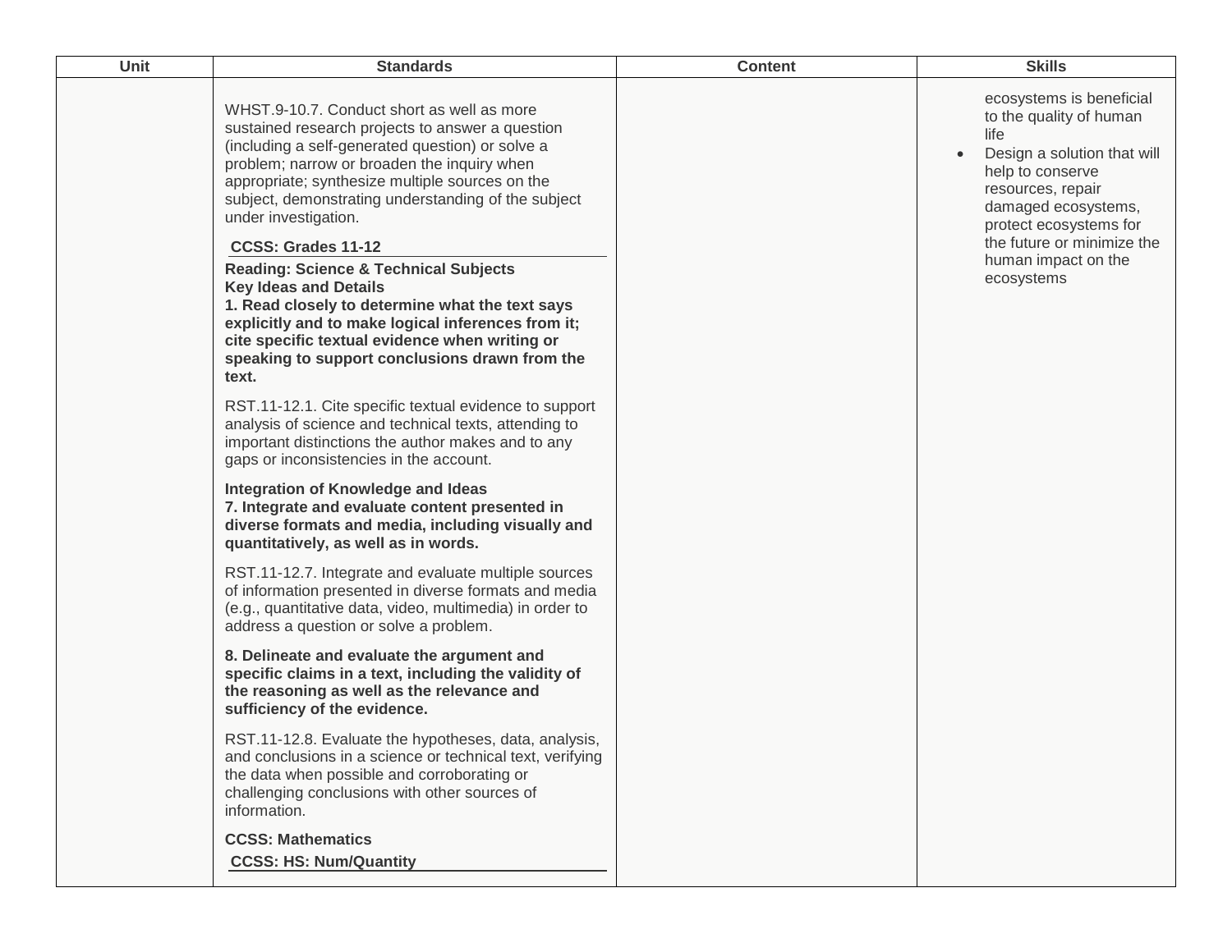| Unit | Standards | Content | Skills |
| --- | --- | --- | --- |
| | WHST.9-10.7. Conduct short as well as more sustained research projects to answer a question (including a self-generated question) or solve a problem; narrow or broaden the inquiry when appropriate; synthesize multiple sources on the subject, demonstrating understanding of the subject under investigation.<br><br>**CCSS: Grades 11-12**<br>**Reading: Science & Technical Subjects**<br>**Key Ideas and Details**<br>**1. Read closely to determine what the text says explicitly and to make logical inferences from it; cite specific textual evidence when writing or speaking to support conclusions drawn from the text.**<br><br>RST.11-12.1. Cite specific textual evidence to support analysis of science and technical texts, attending to important distinctions the author makes and to any gaps or inconsistencies in the account.<br><br>**Integration of Knowledge and Ideas**<br>**7. Integrate and evaluate content presented in diverse formats and media, including visually and quantitatively, as well as in words.**<br><br>RST.11-12.7. Integrate and evaluate multiple sources of information presented in diverse formats and media (e.g., quantitative data, video, multimedia) in order to address a question or solve a problem.<br><br>**8. Delineate and evaluate the argument and specific claims in a text, including the validity of the reasoning as well as the relevance and sufficiency of the evidence.**<br><br>RST.11-12.8. Evaluate the hypotheses, data, analysis, and conclusions in a science or technical text, verifying the data when possible and corroborating or challenging conclusions with other sources of information.<br><br>**CCSS: Mathematics**<br>**CCSS: HS: Num/Quantity** | | ecosystems is beneficial to the quality of human life<br>• Design a solution that will help to conserve resources, repair damaged ecosystems, protect ecosystems for the future or minimize the human impact on the ecosystems |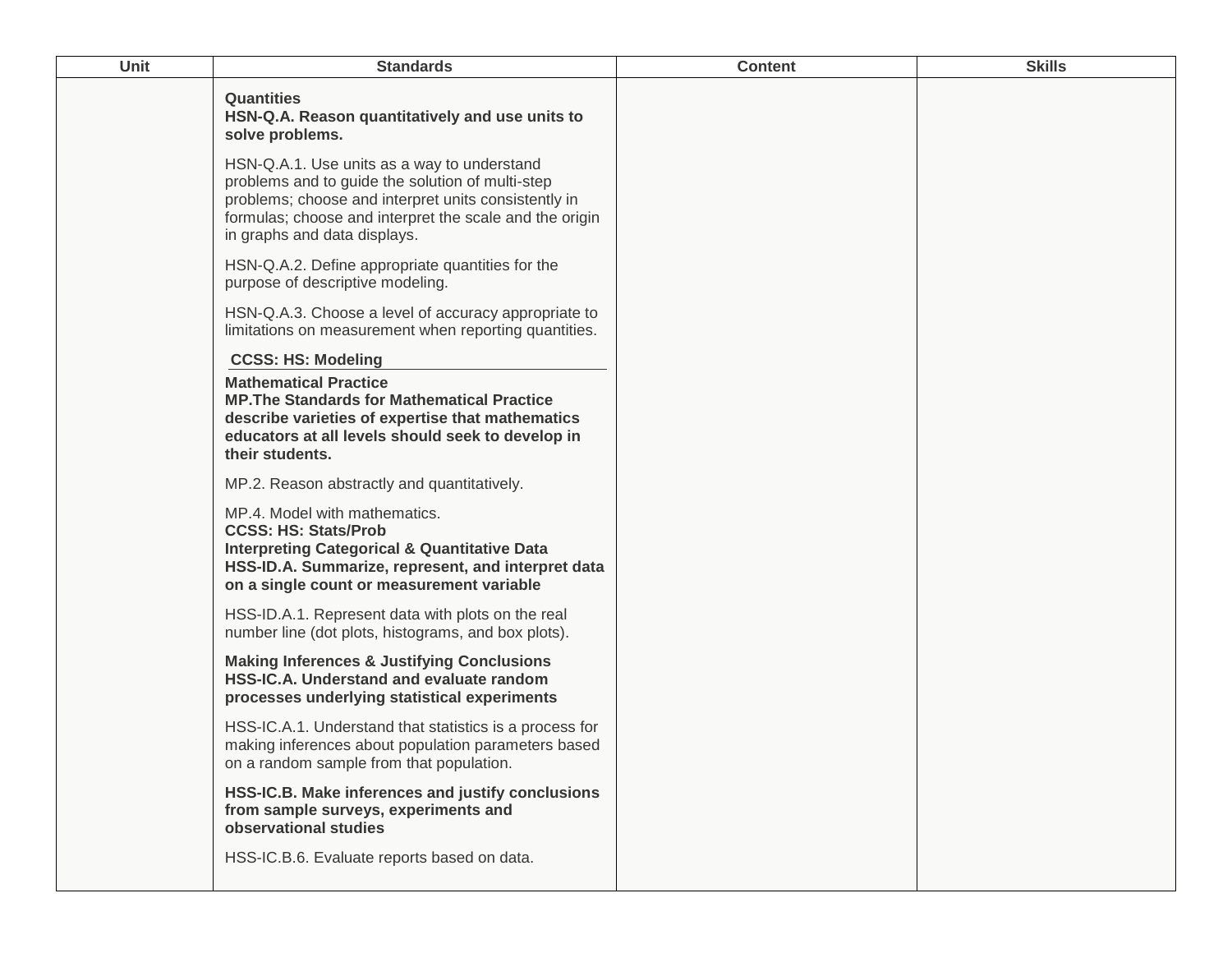| Unit | Standards | Content | Skills |
|---|---|---|---|
| | **Quantities**<br>**HSN-Q.A. Reason quantitatively and use units to solve problems.**<br><br>HSN-Q.A.1. Use units as a way to understand problems and to guide the solution of multi-step problems; choose and interpret units consistently in formulas; choose and interpret the scale and the origin in graphs and data displays.<br><br>HSN-Q.A.2. Define appropriate quantities for the purpose of descriptive modeling.<br><br>HSN-Q.A.3. Choose a level of accuracy appropriate to limitations on measurement when reporting quantities.<br><br>**CCSS: HS: Modeling**<br><br>**Mathematical Practice**<br>**MP.The Standards for Mathematical Practice describe varieties of expertise that mathematics educators at all levels should seek to develop in their students.**<br><br>MP.2. Reason abstractly and quantitatively.<br><br>MP.4. Model with mathematics.<br>**CCSS: HS: Stats/Prob**<br>**Interpreting Categorical & Quantitative Data**<br>**HSS-ID.A. Summarize, represent, and interpret data on a single count or measurement variable**<br><br>HSS-ID.A.1. Represent data with plots on the real number line (dot plots, histograms, and box plots).<br><br>**Making Inferences & Justifying Conclusions**<br>**HSS-IC.A. Understand and evaluate random processes underlying statistical experiments**<br><br>HSS-IC.A.1. Understand that statistics is a process for making inferences about population parameters based on a random sample from that population.<br><br>**HSS-IC.B. Make inferences and justify conclusions from sample surveys, experiments and observational studies**<br><br>HSS-IC.B.6. Evaluate reports based on data. | | |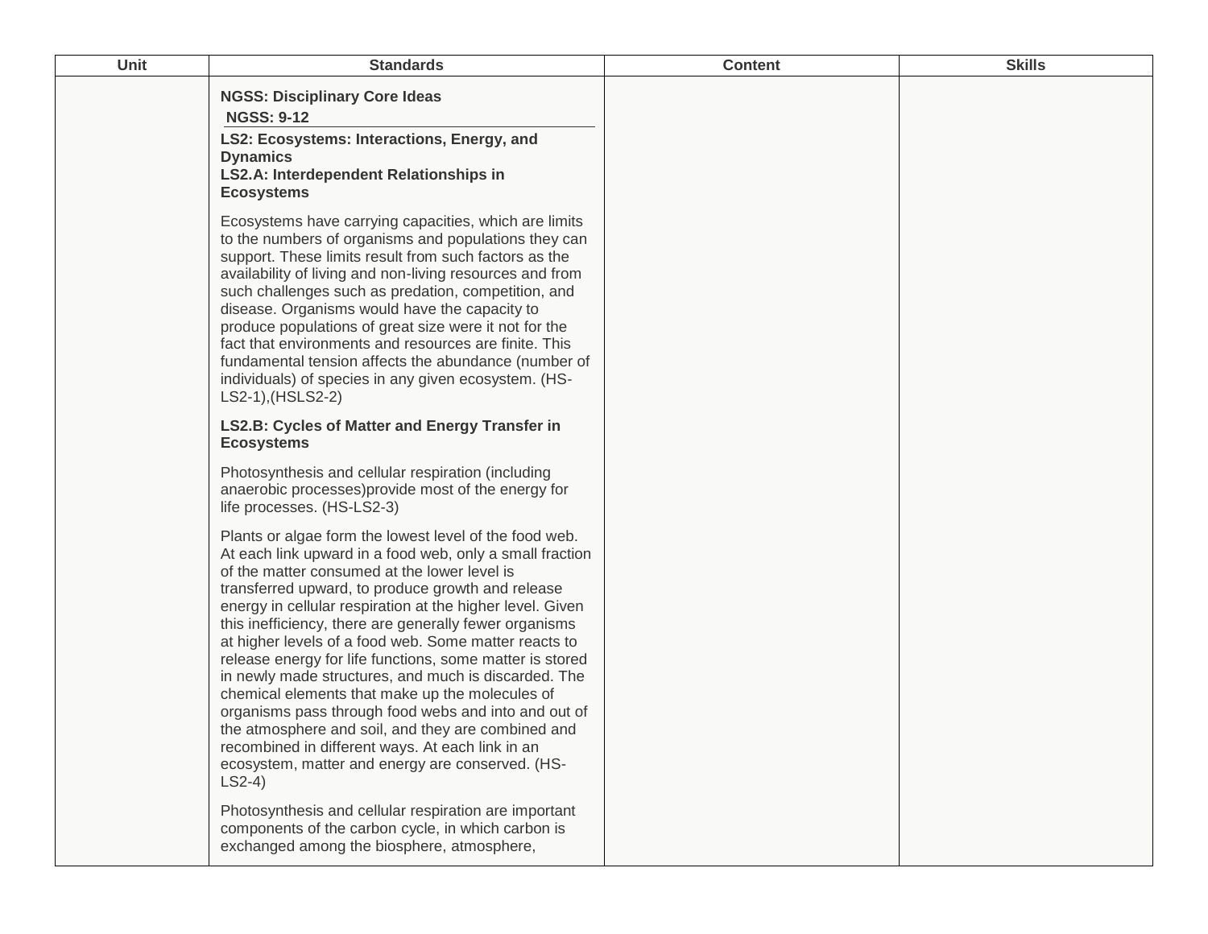| Unit | Standards | Content | Skills |
| --- | --- | --- | --- |
| | **NGSS: Disciplinary Core Ideas**<br>**NGSS: 9-12**<br>**LS2: Ecosystems: Interactions, Energy, and Dynamics**<br>**LS2.A: Interdependent Relationships in Ecosystems**<br><br>Ecosystems have carrying capacities, which are limits to the numbers of organisms and populations they can support. These limits result from such factors as the availability of living and non-living resources and from such challenges such as predation, competition, and disease. Organisms would have the capacity to produce populations of great size were it not for the fact that environments and resources are finite. This fundamental tension affects the abundance (number of individuals) of species in any given ecosystem. (HS-LS2-1),(HSLS2-2)<br><br>**LS2.B: Cycles of Matter and Energy Transfer in Ecosystems**<br><br>Photosynthesis and cellular respiration (including anaerobic processes)provide most of the energy for life processes. (HS-LS2-3)<br><br>Plants or algae form the lowest level of the food web. At each link upward in a food web, only a small fraction of the matter consumed at the lower level is transferred upward, to produce growth and release energy in cellular respiration at the higher level. Given this inefficiency, there are generally fewer organisms at higher levels of a food web. Some matter reacts to release energy for life functions, some matter is stored in newly made structures, and much is discarded. The chemical elements that make up the molecules of organisms pass through food webs and into and out of the atmosphere and soil, and they are combined and recombined in different ways. At each link in an ecosystem, matter and energy are conserved. (HS-LS2-4)<br><br>Photosynthesis and cellular respiration are important components of the carbon cycle, in which carbon is exchanged among the biosphere, atmosphere, | | |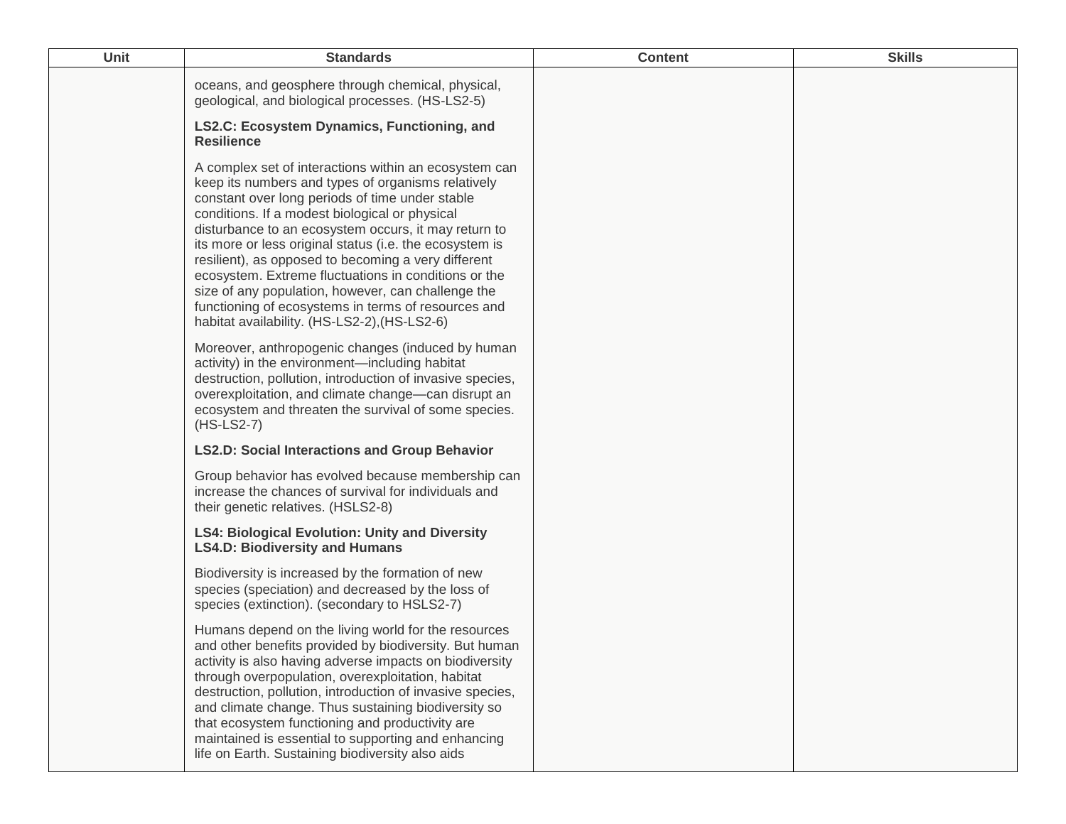| Unit | Standards | Content | Skills |
| --- | --- | --- | --- |
| | oceans, and geosphere through chemical, physical, geological, and biological processes. (HS-LS2-5)<br><br>**LS2.C: Ecosystem Dynamics, Functioning, and Resilience**<br><br>A complex set of interactions within an ecosystem can keep its numbers and types of organisms relatively constant over long periods of time under stable conditions. If a modest biological or physical disturbance to an ecosystem occurs, it may return to its more or less original status (i.e. the ecosystem is resilient), as opposed to becoming a very different ecosystem. Extreme fluctuations in conditions or the size of any population, however, can challenge the functioning of ecosystems in terms of resources and habitat availability. (HS-LS2-2),(HS-LS2-6)<br><br>Moreover, anthropogenic changes (induced by human activity) in the environment—including habitat destruction, pollution, introduction of invasive species, overexploitation, and climate change—can disrupt an ecosystem and threaten the survival of some species. (HS-LS2-7)<br><br>**LS2.D: Social Interactions and Group Behavior**<br><br>Group behavior has evolved because membership can increase the chances of survival for individuals and their genetic relatives. (HSLS2-8)<br><br>**LS4: Biological Evolution: Unity and Diversity**<br>**LS4.D: Biodiversity and Humans**<br><br>Biodiversity is increased by the formation of new species (speciation) and decreased by the loss of species (extinction). (secondary to HSLS2-7)<br><br>Humans depend on the living world for the resources and other benefits provided by biodiversity. But human activity is also having adverse impacts on biodiversity through overpopulation, overexploitation, habitat destruction, pollution, introduction of invasive species, and climate change. Thus sustaining biodiversity so that ecosystem functioning and productivity are maintained is essential to supporting and enhancing life on Earth. Sustaining biodiversity also aids | | |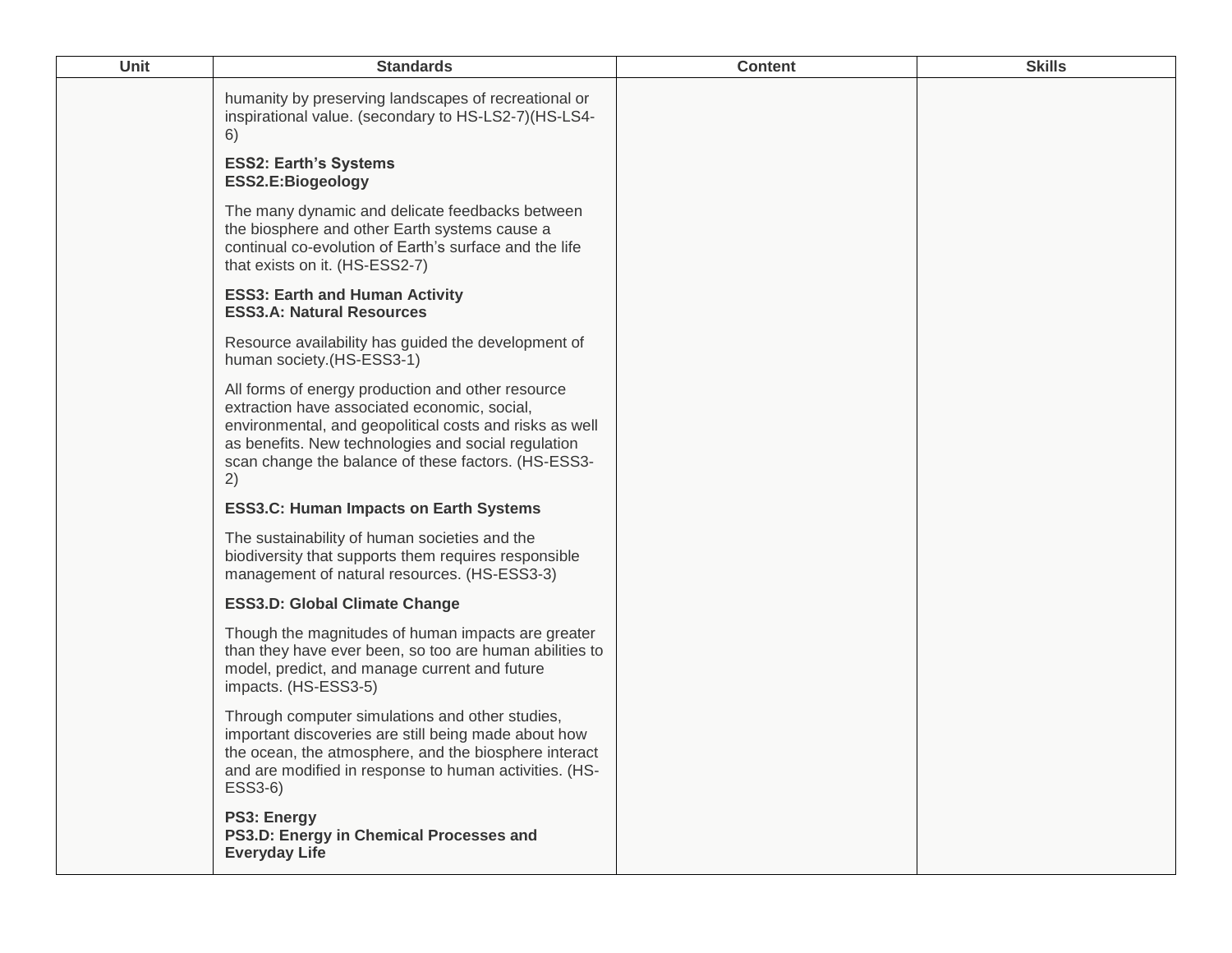| Unit | Standards | Content | Skills |
| --- | --- | --- | --- |
| | humanity by preserving landscapes of recreational or inspirational value. (secondary to HS-LS2-7)(HS-LS4-6)<br><br>**ESS2: Earth's Systems**<br>**ESS2.E:Biogeology**<br><br>The many dynamic and delicate feedbacks between the biosphere and other Earth systems cause a continual co-evolution of Earth's surface and the life that exists on it. (HS-ESS2-7)<br><br>**ESS3: Earth and Human Activity**<br>**ESS3.A: Natural Resources**<br><br>Resource availability has guided the development of human society.(HS-ESS3-1)<br><br>All forms of energy production and other resource extraction have associated economic, social, environmental, and geopolitical costs and risks as well as benefits. New technologies and social regulation scan change the balance of these factors. (HS-ESS3-2)<br><br>**ESS3.C: Human Impacts on Earth Systems**<br><br>The sustainability of human societies and the biodiversity that supports them requires responsible management of natural resources. (HS-ESS3-3)<br><br>**ESS3.D: Global Climate Change**<br><br>Though the magnitudes of human impacts are greater than they have ever been, so too are human abilities to model, predict, and manage current and future impacts. (HS-ESS3-5)<br><br>Through computer simulations and other studies, important discoveries are still being made about how the ocean, the atmosphere, and the biosphere interact and are modified in response to human activities. (HS-ESS3-6)<br><br>**PS3: Energy**<br>**PS3.D: Energy in Chemical Processes and Everyday Life** | | |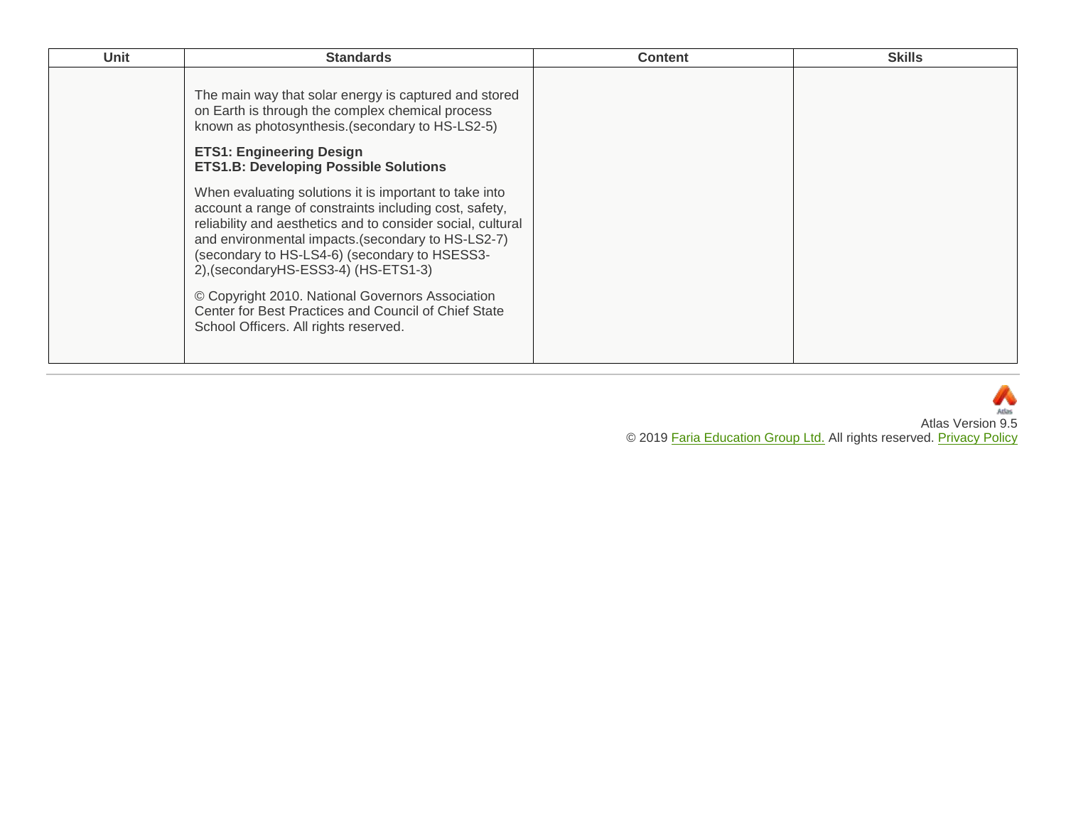| Unit | Standards | Content | Skills |
| --- | --- | --- | --- |
| | The main way that solar energy is captured and stored on Earth is through the complex chemical process known as photosynthesis.(secondary to HS-LS2-5)<br><br>**ETS1: Engineering Design**<br>**ETS1.B: Developing Possible Solutions**<br><br>When evaluating solutions it is important to take into account a range of constraints including cost, safety, reliability and aesthetics and to consider social, cultural and environmental impacts.(secondary to HS-LS2-7) (secondary to HS-LS4-6) (secondary to HSESS3-2),(secondaryHS-ESS3-4) (HS-ETS1-3)<br><br>© Copyright 2010. National Governors Association Center for Best Practices and Council of Chief State School Officers. All rights reserved. | | |

Atlas Version 9.5
© 2019 Faria Education Group Ltd. All rights reserved. Privacy Policy